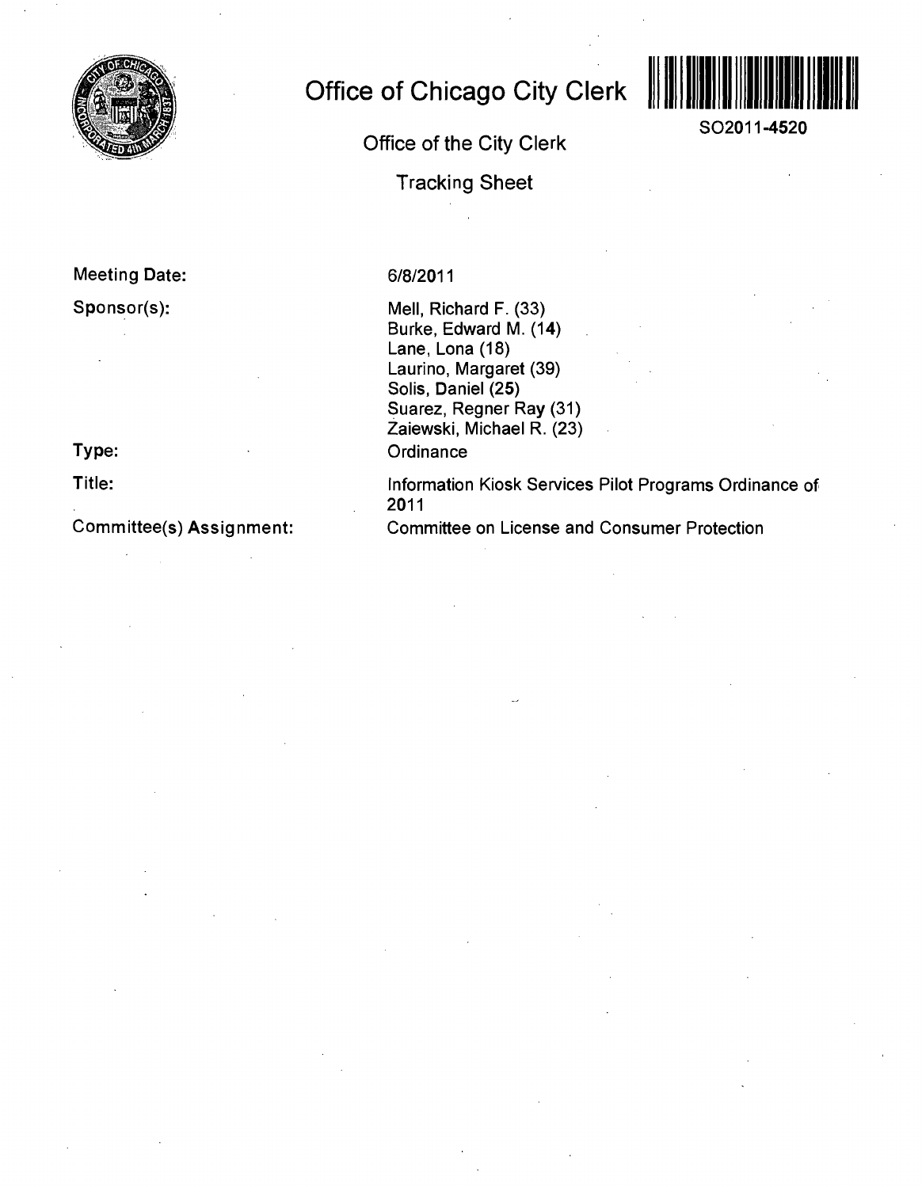# Office of Chicago City Clerk

SO2011-4520

## Office of the City Clerk

## Tracking Sheet

**Meeting Date:** 6/8/2011

**Sponsor(s):**
Mell, Richard F. (33)
Burke, Edward M. (14)
Lane, Lona (18)
Laurino, Margaret (39)
Solis, Daniel (25)
Suarez, Regner Ray (31)
Zalewski, Michael R. (23)

**Type:** Ordinance

**Title:** Information Kiosk Services Pilot Programs Ordinance of 2011

**Committee(s) Assignment:** Committee on License and Consumer Protection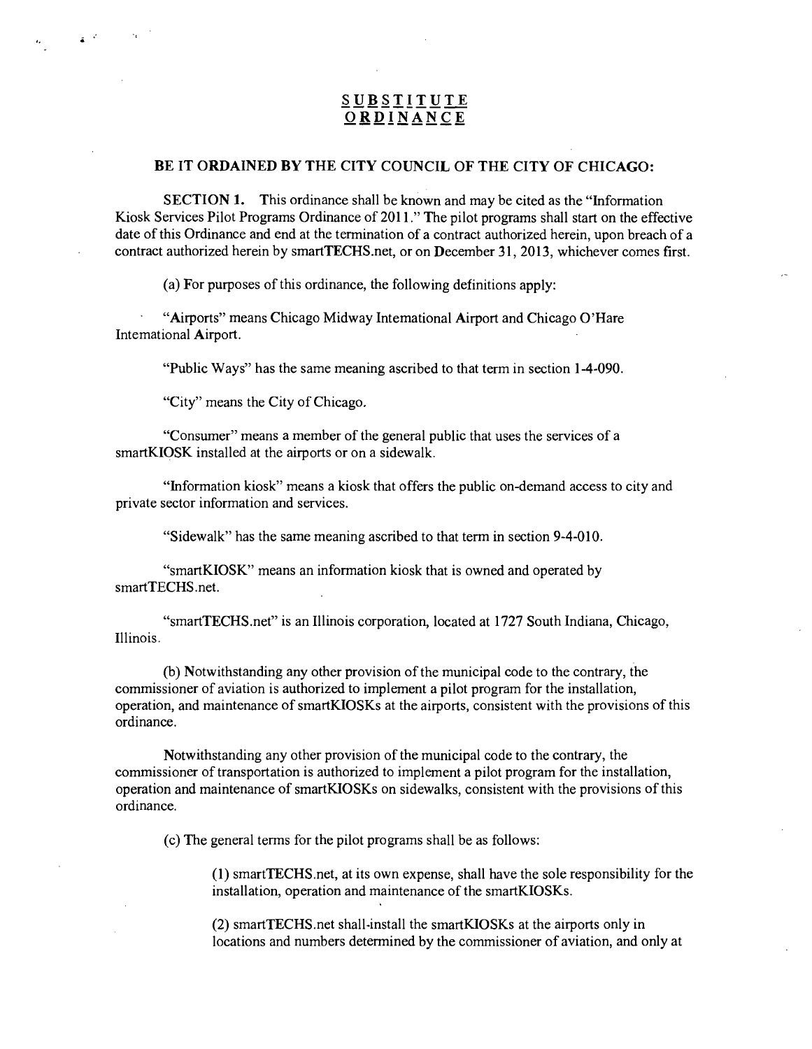# SUBSTITUTE ORDINANCE

**BE IT ORDAINED BY THE CITY COUNCIL OF THE CITY OF CHICAGO:**

**SECTION 1.** This ordinance shall be known and may be cited as the "Information Kiosk Services Pilot Programs Ordinance of 2011." The pilot programs shall start on the effective date of this Ordinance and end at the termination of a contract authorized herein, upon breach of a contract authorized herein by smartTECHS.net, or on December 31, 2013, whichever comes first.

(a) For purposes of this ordinance, the following definitions apply:

"Airports" means Chicago Midway International Airport and Chicago O'Hare International Airport.

"Public Ways" has the same meaning ascribed to that term in section 1-4-090.

"City" means the City of Chicago.

"Consumer" means a member of the general public that uses the services of a smartKIOSK installed at the airports or on a sidewalk.

"Information kiosk" means a kiosk that offers the public on-demand access to city and private sector information and services.

"Sidewalk" has the same meaning ascribed to that term in section 9-4-010.

"smartKIOSK" means an information kiosk that is owned and operated by smartTECHS.net.

"smartTECHS.net" is an Illinois corporation, located at 1727 South Indiana, Chicago, Illinois.

(b) Notwithstanding any other provision of the municipal code to the contrary, the commissioner of aviation is authorized to implement a pilot program for the installation, operation, and maintenance of smartKIOSKs at the airports, consistent with the provisions of this ordinance.

Notwithstanding any other provision of the municipal code to the contrary, the commissioner of transportation is authorized to implement a pilot program for the installation, operation and maintenance of smartKIOSKs on sidewalks, consistent with the provisions of this ordinance.

(c) The general terms for the pilot programs shall be as follows:

(1) smartTECHS.net, at its own expense, shall have the sole responsibility for the installation, operation and maintenance of the smartKIOSKs.

(2) smartTECHS.net shall install the smartKIOSKs at the airports only in locations and numbers determined by the commissioner of aviation, and only at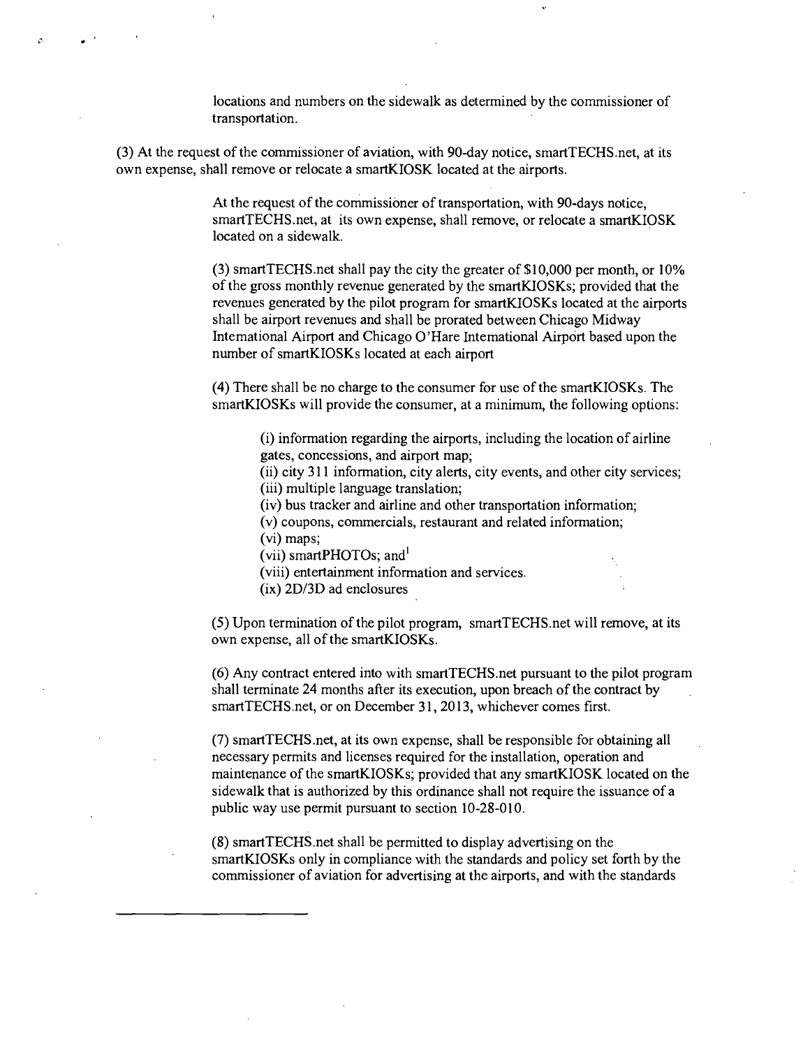locations and numbers on the sidewalk as determined by the commissioner of transportation.

(3) At the request of the commissioner of aviation, with 90-day notice, smartTECHS.net, at its own expense, shall remove or relocate a smartKIOSK located at the airports.

At the request of the commissioner of transportation, with 90-days notice, smartTECHS.net, at its own expense, shall remove, or relocate a smartKIOSK located on a sidewalk.

(3) smartTECHS.net shall pay the city the greater of $10,000 per month, or 10% of the gross monthly revenue generated by the smartKIOSKs; provided that the revenues generated by the pilot program for smartKIOSKs located at the airports shall be airport revenues and shall be prorated between Chicago Midway International Airport and Chicago O'Hare International Airport based upon the number of smartKIOSKs located at each airport

(4) There shall be no charge to the consumer for use of the smartKIOSKs. The smartKIOSKs will provide the consumer, at a minimum, the following options:

(i) information regarding the airports, including the location of airline gates, concessions, and airport map;
(ii) city 311 information, city alerts, city events, and other city services;
(iii) multiple language translation;
(iv) bus tracker and airline and other transportation information;
(v) coupons, commercials, restaurant and related information;
(vi) maps;
(vii) smartPHOTOs; and[1]
(viii) entertainment information and services.
(ix) 2D/3D ad enclosures

(5) Upon termination of the pilot program, smartTECHS.net will remove, at its own expense, all of the smartKIOSKs.

(6) Any contract entered into with smartTECHS.net pursuant to the pilot program shall terminate 24 months after its execution, upon breach of the contract by smartTECHS.net, or on December 31, 2013, whichever comes first.

(7) smartTECHS.net, at its own expense, shall be responsible for obtaining all necessary permits and licenses required for the installation, operation and maintenance of the smartKIOSKs; provided that any smartKIOSK located on the sidewalk that is authorized by this ordinance shall not require the issuance of a public way use permit pursuant to section 10-28-010.

(8) smartTECHS.net shall be permitted to display advertising on the smartKIOSKs only in compliance with the standards and policy set forth by the commissioner of aviation for advertising at the airports, and with the standards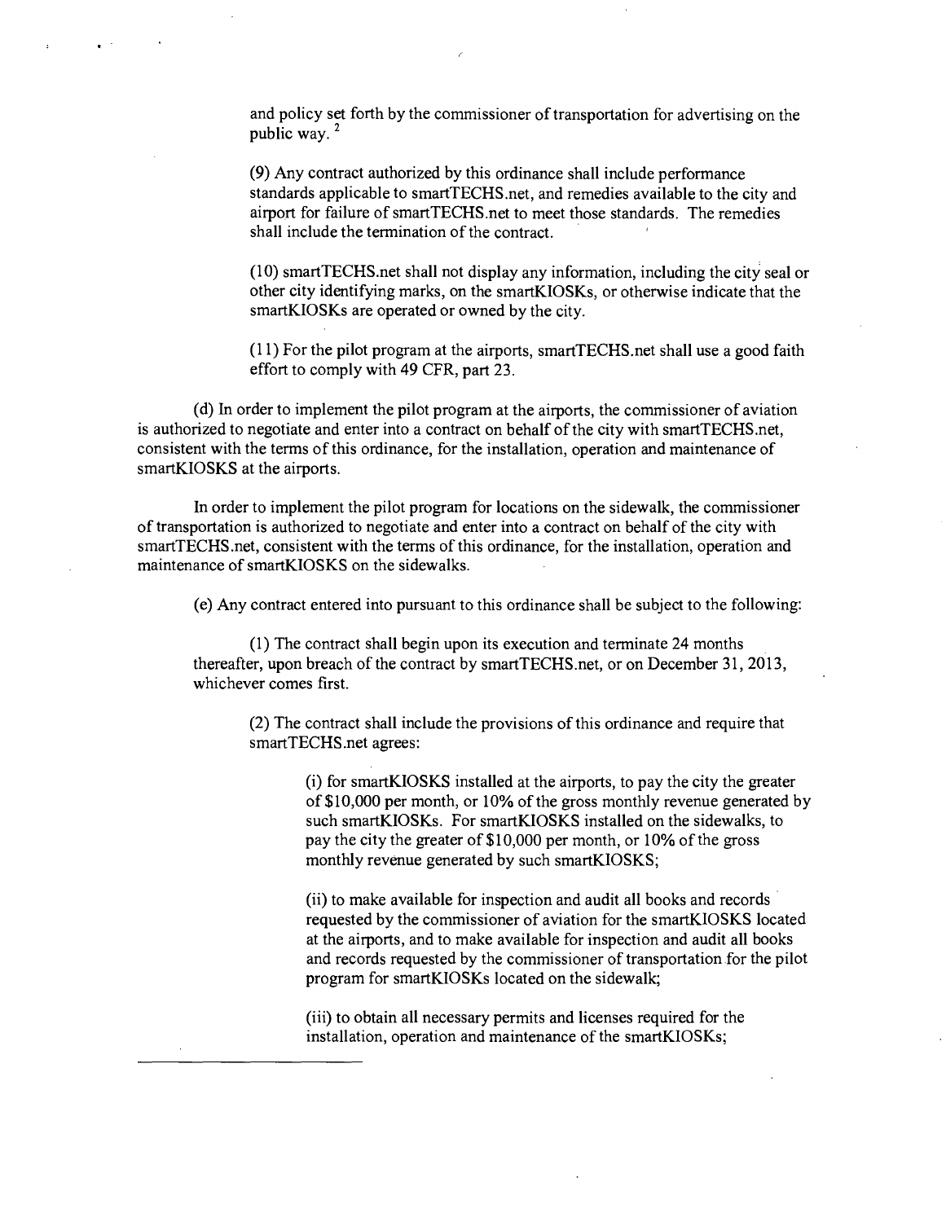and policy set forth by the commissioner of transportation for advertising on the public way.[2]

(9) Any contract authorized by this ordinance shall include performance standards applicable to smartTECHS.net, and remedies available to the city and airport for failure of smartTECHS.net to meet those standards. The remedies shall include the termination of the contract.

(10) smartTECHS.net shall not display any information, including the city seal or other city identifying marks, on the smartKIOSKs, or otherwise indicate that the smartKIOSKs are operated or owned by the city.

(11) For the pilot program at the airports, smartTECHS.net shall use a good faith effort to comply with 49 CFR, part 23.

(d) In order to implement the pilot program at the airports, the commissioner of aviation is authorized to negotiate and enter into a contract on behalf of the city with smartTECHS.net, consistent with the terms of this ordinance, for the installation, operation and maintenance of smartKIOSKS at the airports.

In order to implement the pilot program for locations on the sidewalk, the commissioner of transportation is authorized to negotiate and enter into a contract on behalf of the city with smartTECHS.net, consistent with the terms of this ordinance, for the installation, operation and maintenance of smartKIOSKS on the sidewalks.

(e) Any contract entered into pursuant to this ordinance shall be subject to the following:

(1) The contract shall begin upon its execution and terminate 24 months thereafter, upon breach of the contract by smartTECHS.net, or on December 31, 2013, whichever comes first.

(2) The contract shall include the provisions of this ordinance and require that smartTECHS.net agrees:

(i) for smartKIOSKS installed at the airports, to pay the city the greater of $10,000 per month, or 10% of the gross monthly revenue generated by such smartKIOSKs. For smartKIOSKS installed on the sidewalks, to pay the city the greater of $10,000 per month, or 10% of the gross monthly revenue generated by such smartKIOSKS;

(ii) to make available for inspection and audit all books and records requested by the commissioner of aviation for the smartKIOSKS located at the airports, and to make available for inspection and audit all books and records requested by the commissioner of transportation for the pilot program for smartKIOSKs located on the sidewalk;

(iii) to obtain all necessary permits and licenses required for the installation, operation and maintenance of the smartKIOSKs;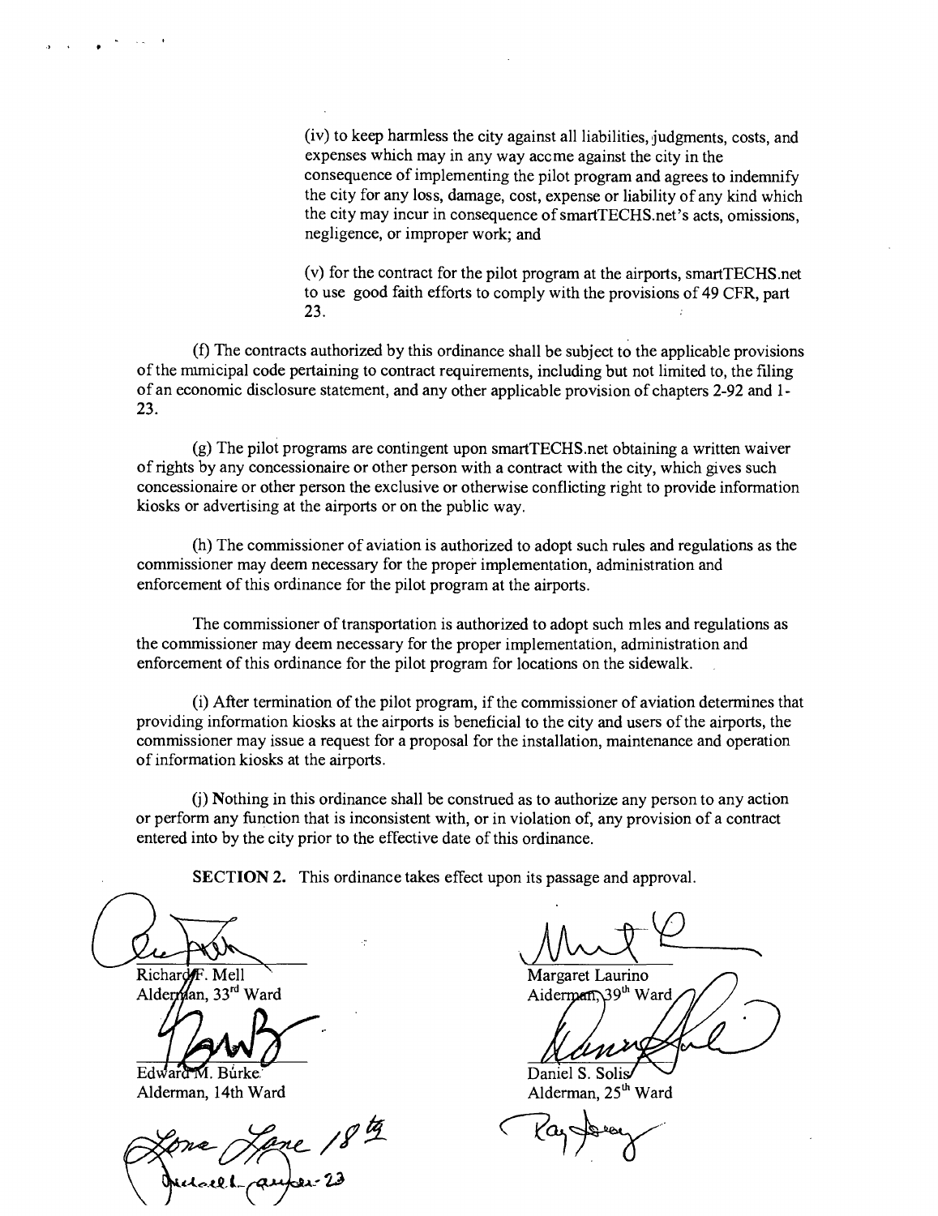(iv) to keep harmless the city against all liabilities, judgments, costs, and expenses which may in any way accme against the city in the consequence of implementing the pilot program and agrees to indemnify the city for any loss, damage, cost, expense or liability of any kind which the city may incur in consequence of smartTECHS.net's acts, omissions, negligence, or improper work; and

(v) for the contract for the pilot program at the airports, smartTECHS.net to use good faith efforts to comply with the provisions of 49 CFR, part 23.

(f) The contracts authorized by this ordinance shall be subject to the applicable provisions of the mmicipal code pertaining to contract requirements, including but not limited to, the filing of an economic disclosure statement, and any other applicable provision of chapters 2-92 and 1-23.

(g) The pilot programs are contingent upon smartTECHS.net obtaining a written waiver of rights by any concessionaire or other person with a contract with the city, which gives such concessionaire or other person the exclusive or otherwise conflicting right to provide information kiosks or advertising at the airports or on the public way.

(h) The commissioner of aviation is authorized to adopt such rules and regulations as the commissioner may deem necessary for the proper implementation, administration and enforcement of this ordinance for the pilot program at the airports.

The commissioner of transportation is authorized to adopt such mles and regulations as the commissioner may deem necessary for the proper implementation, administration and enforcement of this ordinance for the pilot program for locations on the sidewalk.

(i) After termination of the pilot program, if the commissioner of aviation determines that providing information kiosks at the airports is beneficial to the city and users of the airports, the commissioner may issue a request for a proposal for the installation, maintenance and operation of information kiosks at the airports.

(j) Nothing in this ordinance shall be construed as to authorize any person to any action or perform any function that is inconsistent with, or in violation of, any provision of a contract entered into by the city prior to the effective date of this ordinance.

**SECTION 2.** This ordinance takes effect upon its passage and approval.

Richard F. Mell
Alderman, 33rd Ward

Margaret Laurino
Alderman, 39th Ward

Edward M. Burke
Alderman, 14th Ward

Daniel S. Solis
Alderman, 25th Ward